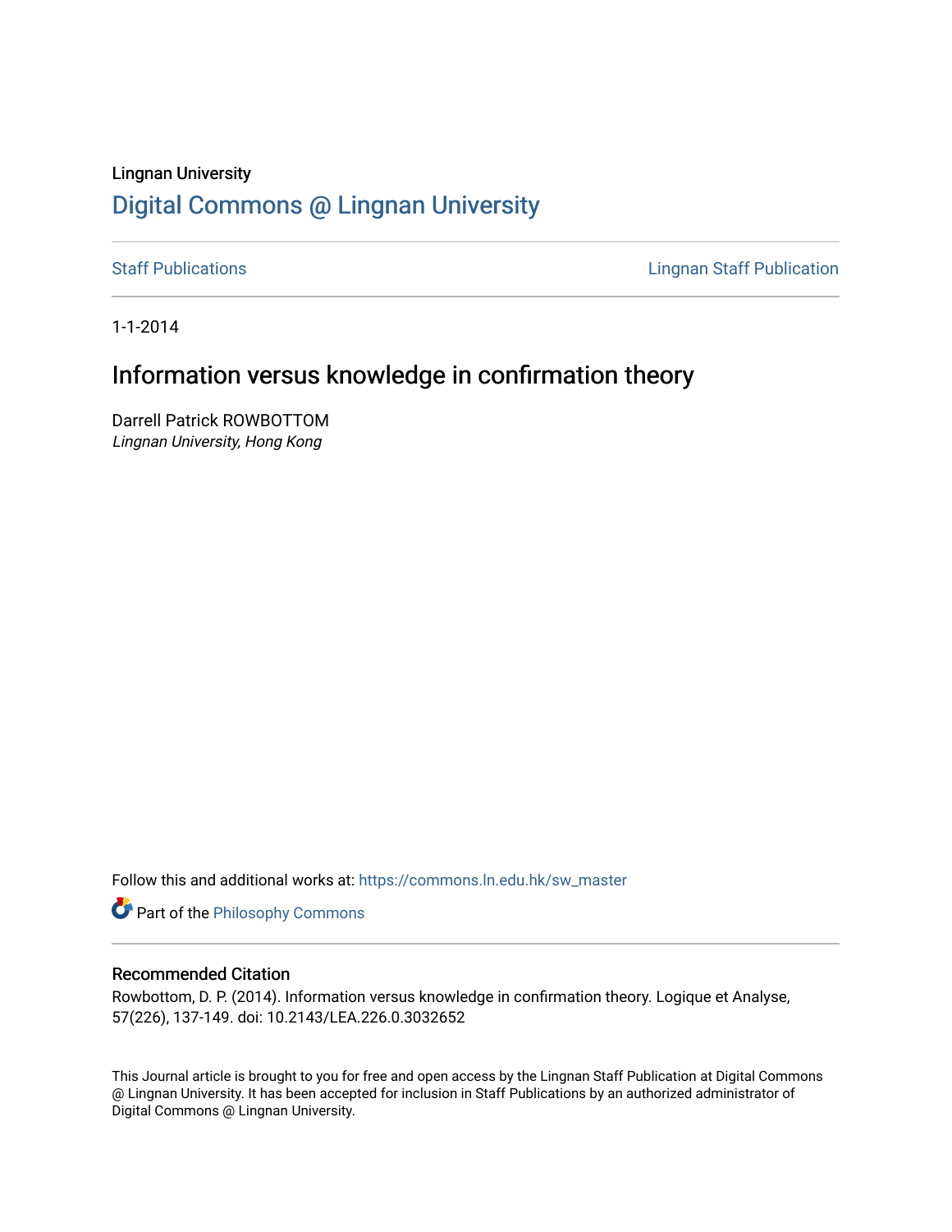Lingnan University

# Digital Commons @ Lingnan University

Staff Publications

Lingnan Staff Publication

1-1-2014

## Information versus knowledge in confirmation theory

Darrell Patrick ROWBOTTOM
*Lingnan University, Hong Kong*

Follow this and additional works at: https://commons.ln.edu.hk/sw_master

Part of the Philosophy Commons

### Recommended Citation

Rowbottom, D. P. (2014). Information versus knowledge in confirmation theory. Logique et Analyse, 57(226), 137-149. doi: 10.2143/LEA.226.0.3032652

This Journal article is brought to you for free and open access by the Lingnan Staff Publication at Digital Commons @ Lingnan University. It has been accepted for inclusion in Staff Publications by an authorized administrator of Digital Commons @ Lingnan University.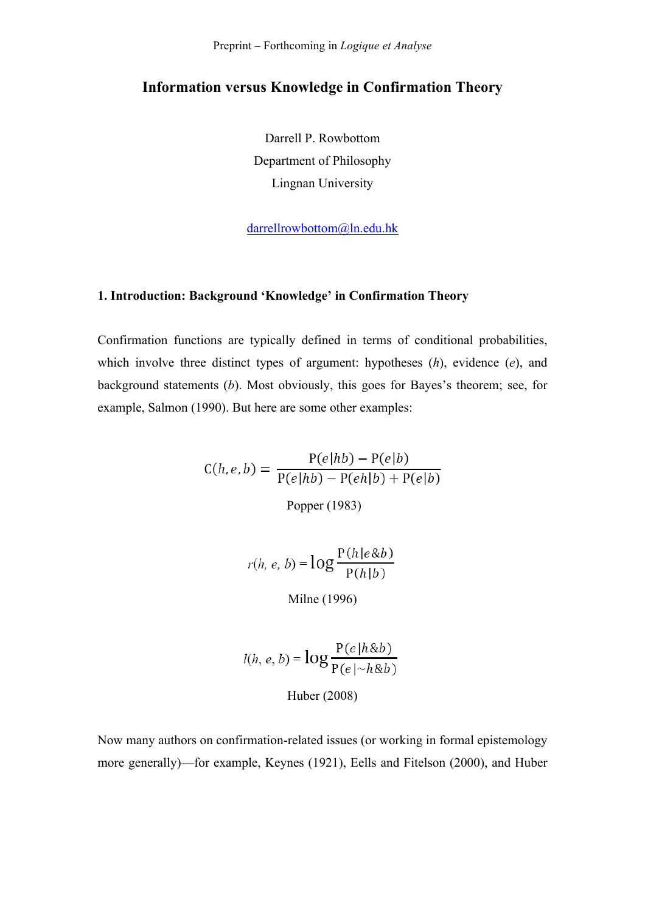Preprint – Forthcoming in *Logique et Analyse*

# Information versus Knowledge in Confirmation Theory

Darrell P. Rowbottom
Department of Philosophy
Lingnan University

darrellrowbottom@ln.edu.hk

## 1. Introduction: Background 'Knowledge' in Confirmation Theory

Confirmation functions are typically defined in terms of conditional probabilities, which involve three distinct types of argument: hypotheses (*h*), evidence (*e*), and background statements (*b*). Most obviously, this goes for Bayes's theorem; see, for example, Salmon (1990). But here are some other examples:

$$\mathrm{C}(h, e, b) = \frac{\mathrm{P}(e|hb) - \mathrm{P}(e|b)}{\mathrm{P}(e|hb) - \mathrm{P}(eh|b) + \mathrm{P}(e|b)}$$

Popper (1983)

$$r(h, e, b) = \log \frac{\mathrm{P}(h|e\&b)}{\mathrm{P}(h|b)}$$

Milne (1996)

$$l(h, e, b) = \log \frac{\mathrm{P}(e|h\&b)}{\mathrm{P}(e|\sim h\&b)}$$

Huber (2008)

Now many authors on confirmation-related issues (or working in formal epistemology more generally)—for example, Keynes (1921), Eells and Fitelson (2000), and Huber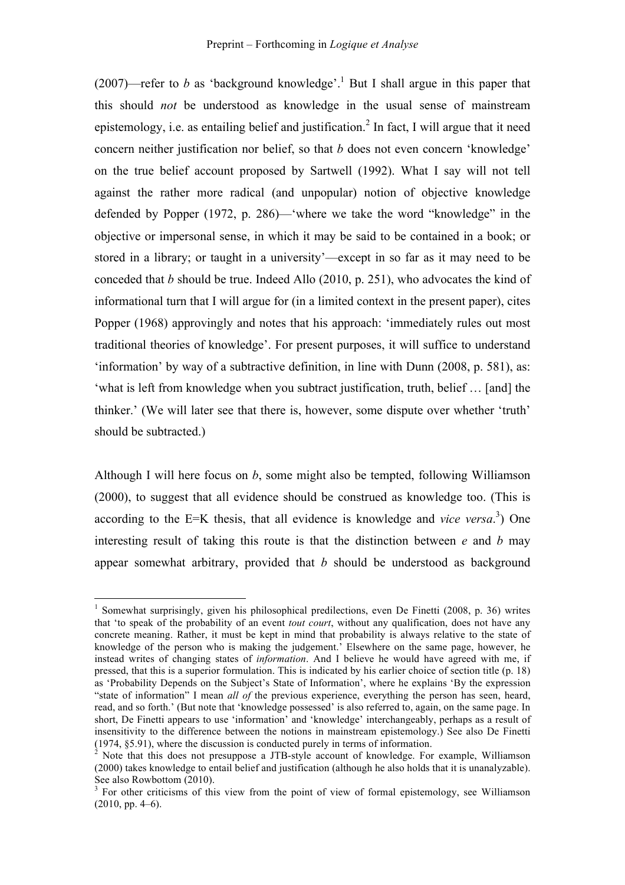(2007)—refer to *b* as 'background knowledge'.[1] But I shall argue in this paper that this should *not* be understood as knowledge in the usual sense of mainstream epistemology, i.e. as entailing belief and justification.[2] In fact, I will argue that it need concern neither justification nor belief, so that *b* does not even concern 'knowledge' on the true belief account proposed by Sartwell (1992). What I say will not tell against the rather more radical (and unpopular) notion of objective knowledge defended by Popper (1972, p. 286)—'where we take the word "knowledge" in the objective or impersonal sense, in which it may be said to be contained in a book; or stored in a library; or taught in a university'—except in so far as it may need to be conceded that *b* should be true. Indeed Allo (2010, p. 251), who advocates the kind of informational turn that I will argue for (in a limited context in the present paper), cites Popper (1968) approvingly and notes that his approach: 'immediately rules out most traditional theories of knowledge'. For present purposes, it will suffice to understand 'information' by way of a subtractive definition, in line with Dunn (2008, p. 581), as: 'what is left from knowledge when you subtract justification, truth, belief … [and] the thinker.' (We will later see that there is, however, some dispute over whether 'truth' should be subtracted.)

Although I will here focus on *b*, some might also be tempted, following Williamson (2000), to suggest that all evidence should be construed as knowledge too. (This is according to the E=K thesis, that all evidence is knowledge and *vice versa*.[3]) One interesting result of taking this route is that the distinction between *e* and *b* may appear somewhat arbitrary, provided that *b* should be understood as background

---

[1] Somewhat surprisingly, given his philosophical predilections, even De Finetti (2008, p. 36) writes that 'to speak of the probability of an event *tout court*, without any qualification, does not have any concrete meaning. Rather, it must be kept in mind that probability is always relative to the state of knowledge of the person who is making the judgement.' Elsewhere on the same page, however, he instead writes of changing states of *information*. And I believe he would have agreed with me, if pressed, that this is a superior formulation. This is indicated by his earlier choice of section title (p. 18) as 'Probability Depends on the Subject's State of Information', where he explains 'By the expression "state of information" I mean *all of* the previous experience, everything the person has seen, heard, read, and so forth.' (But note that 'knowledge possessed' is also referred to, again, on the same page. In short, De Finetti appears to use 'information' and 'knowledge' interchangeably, perhaps as a result of insensitivity to the difference between the notions in mainstream epistemology.) See also De Finetti (1974, §5.91), where the discussion is conducted purely in terms of information.

[2] Note that this does not presuppose a JTB-style account of knowledge. For example, Williamson (2000) takes knowledge to entail belief and justification (although he also holds that it is unanalyzable). See also Rowbottom (2010).

[3] For other criticisms of this view from the point of view of formal epistemology, see Williamson (2010, pp. 4–6).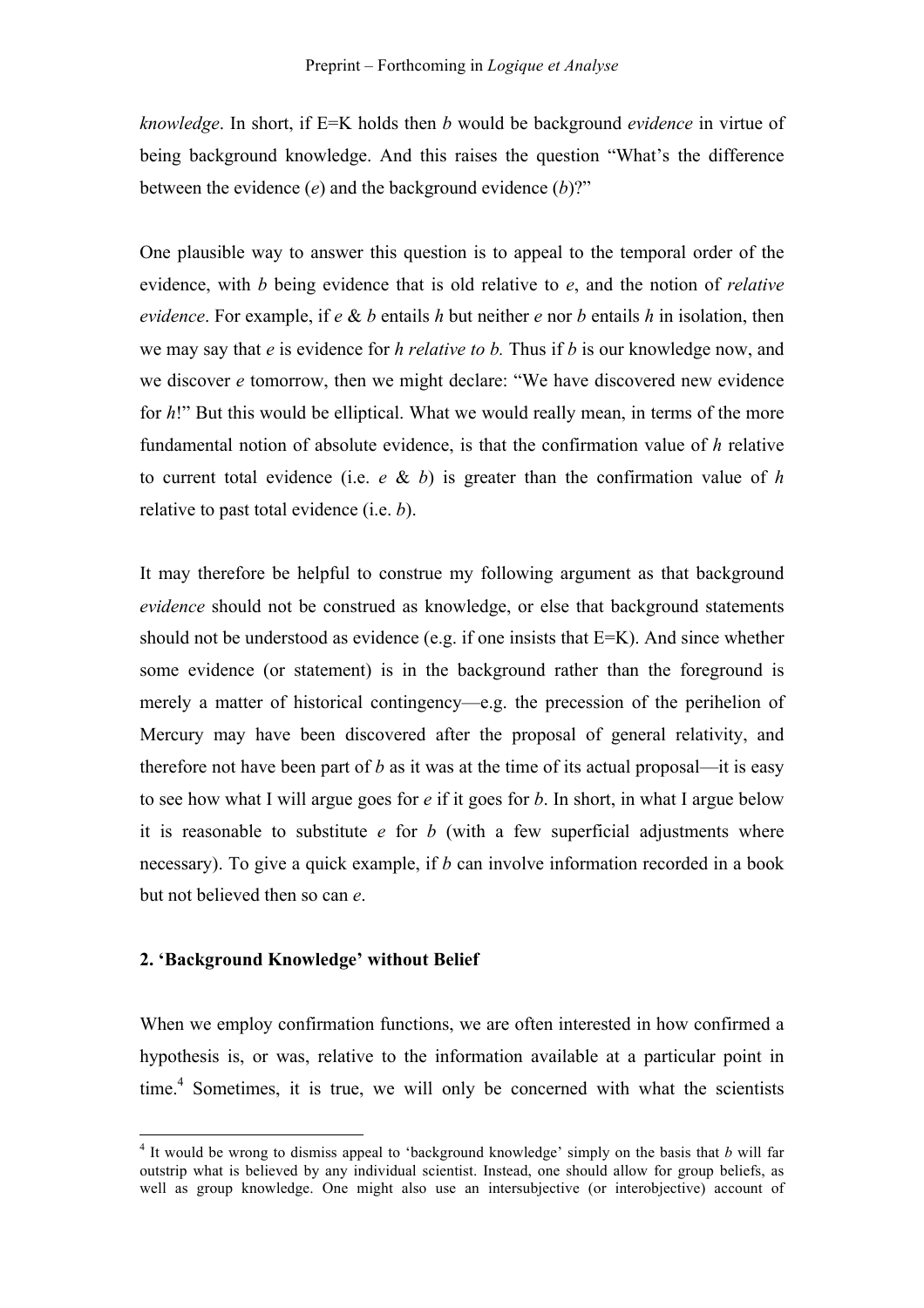*knowledge*. In short, if E=K holds then *b* would be background *evidence* in virtue of being background knowledge. And this raises the question "What's the difference between the evidence (*e*) and the background evidence (*b*)?"

One plausible way to answer this question is to appeal to the temporal order of the evidence, with *b* being evidence that is old relative to *e*, and the notion of *relative evidence*. For example, if *e* & *b* entails *h* but neither *e* nor *b* entails *h* in isolation, then we may say that *e* is evidence for *h relative to b.* Thus if *b* is our knowledge now, and we discover *e* tomorrow, then we might declare: "We have discovered new evidence for *h*!" But this would be elliptical. What we would really mean, in terms of the more fundamental notion of absolute evidence, is that the confirmation value of *h* relative to current total evidence (i.e. *e* & *b*) is greater than the confirmation value of *h* relative to past total evidence (i.e. *b*).

It may therefore be helpful to construe my following argument as that background *evidence* should not be construed as knowledge, or else that background statements should not be understood as evidence (e.g. if one insists that E=K). And since whether some evidence (or statement) is in the background rather than the foreground is merely a matter of historical contingency—e.g. the precession of the perihelion of Mercury may have been discovered after the proposal of general relativity, and therefore not have been part of *b* as it was at the time of its actual proposal—it is easy to see how what I will argue goes for *e* if it goes for *b*. In short, in what I argue below it is reasonable to substitute *e* for *b* (with a few superficial adjustments where necessary). To give a quick example, if *b* can involve information recorded in a book but not believed then so can *e*.

## 2. 'Background Knowledge' without Belief

When we employ confirmation functions, we are often interested in how confirmed a hypothesis is, or was, relative to the information available at a particular point in time.[4] Sometimes, it is true, we will only be concerned with what the scientists

[4] It would be wrong to dismiss appeal to 'background knowledge' simply on the basis that *b* will far outstrip what is believed by any individual scientist. Instead, one should allow for group beliefs, as well as group knowledge. One might also use an intersubjective (or interobjective) account of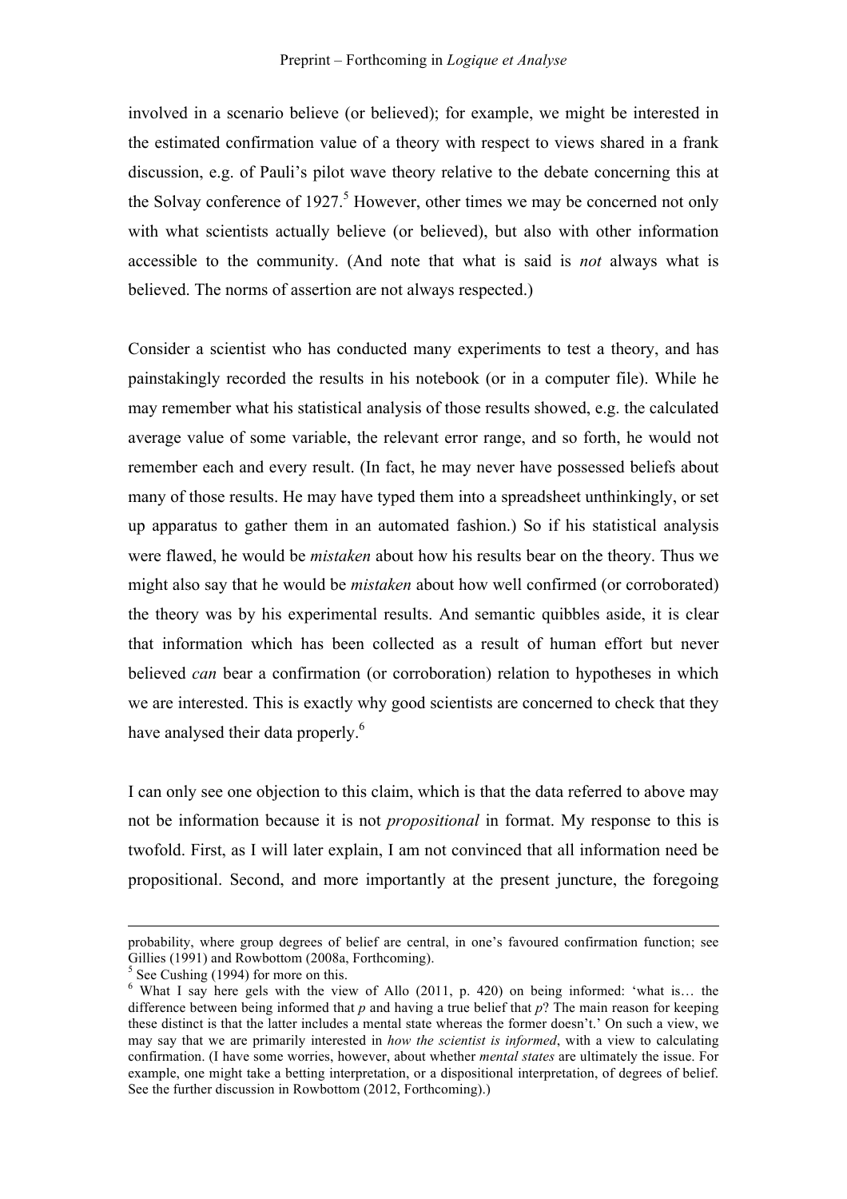involved in a scenario believe (or believed); for example, we might be interested in the estimated confirmation value of a theory with respect to views shared in a frank discussion, e.g. of Pauli's pilot wave theory relative to the debate concerning this at the Solvay conference of 1927.[5] However, other times we may be concerned not only with what scientists actually believe (or believed), but also with other information accessible to the community. (And note that what is said is *not* always what is believed. The norms of assertion are not always respected.)

Consider a scientist who has conducted many experiments to test a theory, and has painstakingly recorded the results in his notebook (or in a computer file). While he may remember what his statistical analysis of those results showed, e.g. the calculated average value of some variable, the relevant error range, and so forth, he would not remember each and every result. (In fact, he may never have possessed beliefs about many of those results. He may have typed them into a spreadsheet unthinkingly, or set up apparatus to gather them in an automated fashion.) So if his statistical analysis were flawed, he would be *mistaken* about how his results bear on the theory. Thus we might also say that he would be *mistaken* about how well confirmed (or corroborated) the theory was by his experimental results. And semantic quibbles aside, it is clear that information which has been collected as a result of human effort but never believed *can* bear a confirmation (or corroboration) relation to hypotheses in which we are interested. This is exactly why good scientists are concerned to check that they have analysed their data properly.[6]

I can only see one objection to this claim, which is that the data referred to above may not be information because it is not *propositional* in format. My response to this is twofold. First, as I will later explain, I am not convinced that all information need be propositional. Second, and more importantly at the present juncture, the foregoing

---

probability, where group degrees of belief are central, in one's favoured confirmation function; see Gillies (1991) and Rowbottom (2008a, Forthcoming).

[5] See Cushing (1994) for more on this.

[6] What I say here gels with the view of Allo (2011, p. 420) on being informed: 'what is… the difference between being informed that *p* and having a true belief that *p*? The main reason for keeping these distinct is that the latter includes a mental state whereas the former doesn't.' On such a view, we may say that we are primarily interested in *how the scientist is informed*, with a view to calculating confirmation. (I have some worries, however, about whether *mental states* are ultimately the issue. For example, one might take a betting interpretation, or a dispositional interpretation, of degrees of belief. See the further discussion in Rowbottom (2012, Forthcoming).)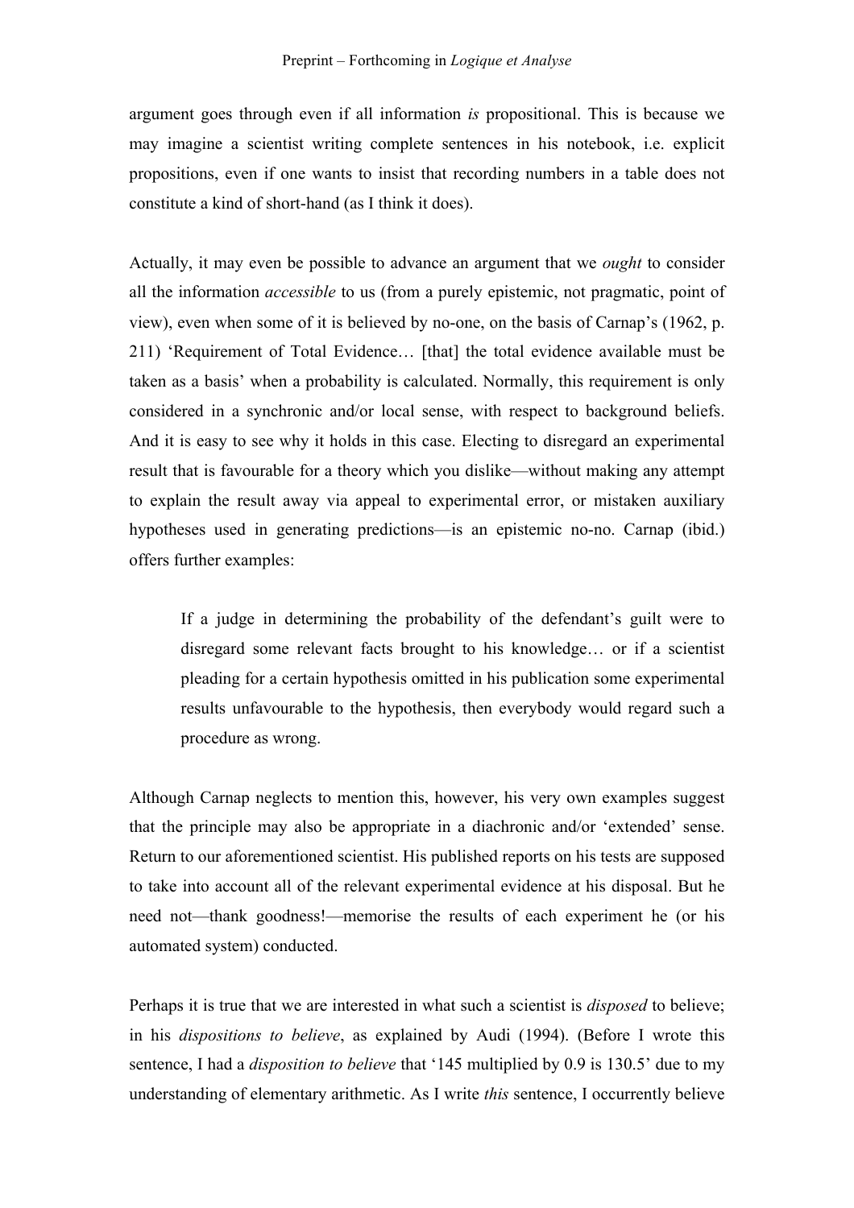argument goes through even if all information *is* propositional. This is because we may imagine a scientist writing complete sentences in his notebook, i.e. explicit propositions, even if one wants to insist that recording numbers in a table does not constitute a kind of short-hand (as I think it does).

Actually, it may even be possible to advance an argument that we *ought* to consider all the information *accessible* to us (from a purely epistemic, not pragmatic, point of view), even when some of it is believed by no-one, on the basis of Carnap's (1962, p. 211) 'Requirement of Total Evidence… [that] the total evidence available must be taken as a basis' when a probability is calculated. Normally, this requirement is only considered in a synchronic and/or local sense, with respect to background beliefs. And it is easy to see why it holds in this case. Electing to disregard an experimental result that is favourable for a theory which you dislike—without making any attempt to explain the result away via appeal to experimental error, or mistaken auxiliary hypotheses used in generating predictions—is an epistemic no-no. Carnap (ibid.) offers further examples:

> If a judge in determining the probability of the defendant's guilt were to disregard some relevant facts brought to his knowledge… or if a scientist pleading for a certain hypothesis omitted in his publication some experimental results unfavourable to the hypothesis, then everybody would regard such a procedure as wrong.

Although Carnap neglects to mention this, however, his very own examples suggest that the principle may also be appropriate in a diachronic and/or 'extended' sense. Return to our aforementioned scientist. His published reports on his tests are supposed to take into account all of the relevant experimental evidence at his disposal. But he need not—thank goodness!—memorise the results of each experiment he (or his automated system) conducted.

Perhaps it is true that we are interested in what such a scientist is *disposed* to believe; in his *dispositions to believe*, as explained by Audi (1994). (Before I wrote this sentence, I had a *disposition to believe* that '145 multiplied by 0.9 is 130.5' due to my understanding of elementary arithmetic. As I write *this* sentence, I occurrently believe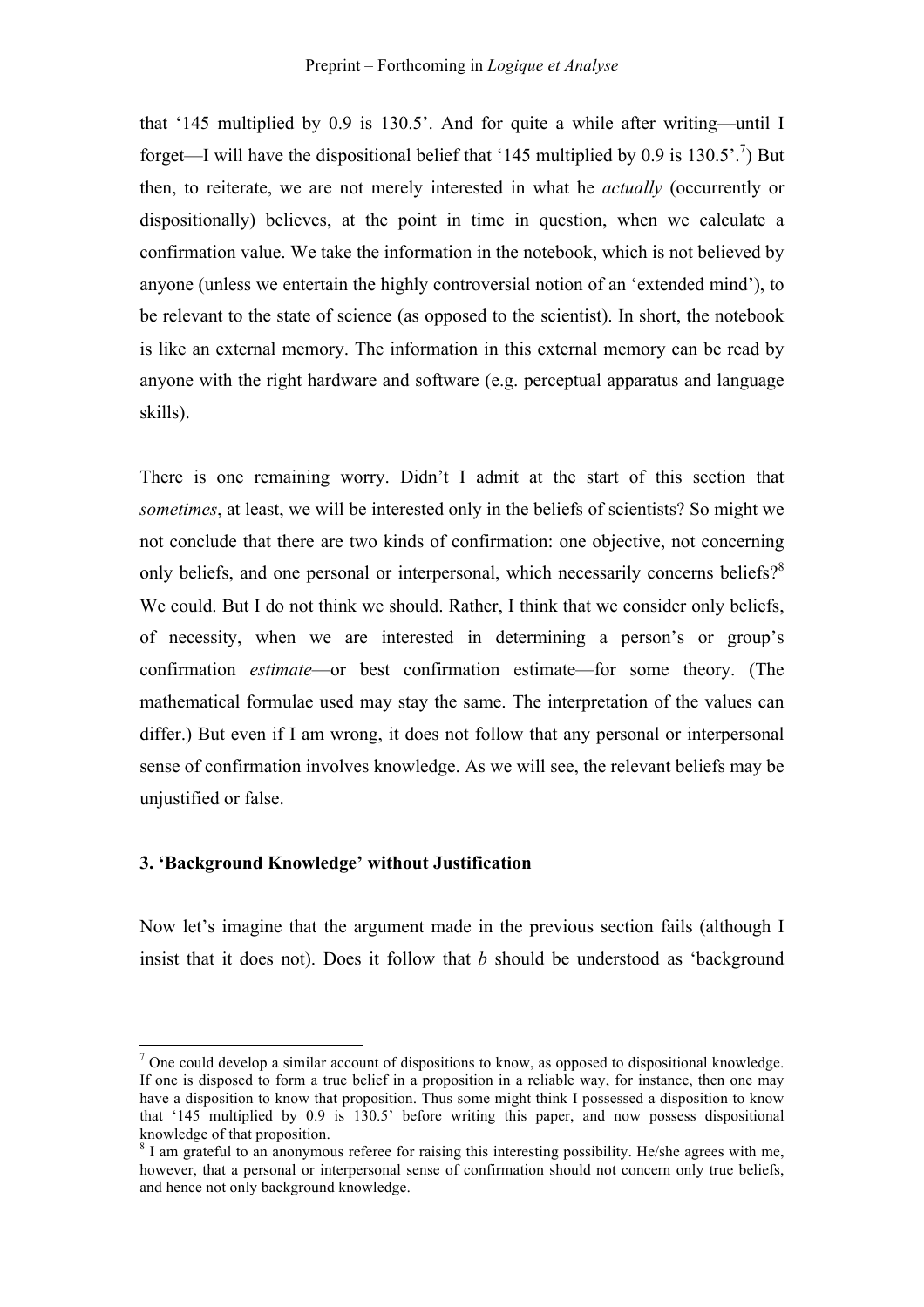that '145 multiplied by 0.9 is 130.5'. And for quite a while after writing—until I forget—I will have the dispositional belief that '145 multiplied by 0.9 is 130.5'.[7]) But then, to reiterate, we are not merely interested in what he *actually* (occurrently or dispositionally) believes, at the point in time in question, when we calculate a confirmation value. We take the information in the notebook, which is not believed by anyone (unless we entertain the highly controversial notion of an 'extended mind'), to be relevant to the state of science (as opposed to the scientist). In short, the notebook is like an external memory. The information in this external memory can be read by anyone with the right hardware and software (e.g. perceptual apparatus and language skills).

There is one remaining worry. Didn't I admit at the start of this section that *sometimes*, at least, we will be interested only in the beliefs of scientists? So might we not conclude that there are two kinds of confirmation: one objective, not concerning only beliefs, and one personal or interpersonal, which necessarily concerns beliefs?[8] We could. But I do not think we should. Rather, I think that we consider only beliefs, of necessity, when we are interested in determining a person's or group's confirmation *estimate*—or best confirmation estimate—for some theory. (The mathematical formulae used may stay the same. The interpretation of the values can differ.) But even if I am wrong, it does not follow that any personal or interpersonal sense of confirmation involves knowledge. As we will see, the relevant beliefs may be unjustified or false.

### 3. 'Background Knowledge' without Justification

Now let's imagine that the argument made in the previous section fails (although I insist that it does not). Does it follow that $b$ should be understood as 'background

---

[7] One could develop a similar account of dispositions to know, as opposed to dispositional knowledge. If one is disposed to form a true belief in a proposition in a reliable way, for instance, then one may have a disposition to know that proposition. Thus some might think I possessed a disposition to know that '145 multiplied by 0.9 is 130.5' before writing this paper, and now possess dispositional knowledge of that proposition.

[8] I am grateful to an anonymous referee for raising this interesting possibility. He/she agrees with me, however, that a personal or interpersonal sense of confirmation should not concern only true beliefs, and hence not only background knowledge.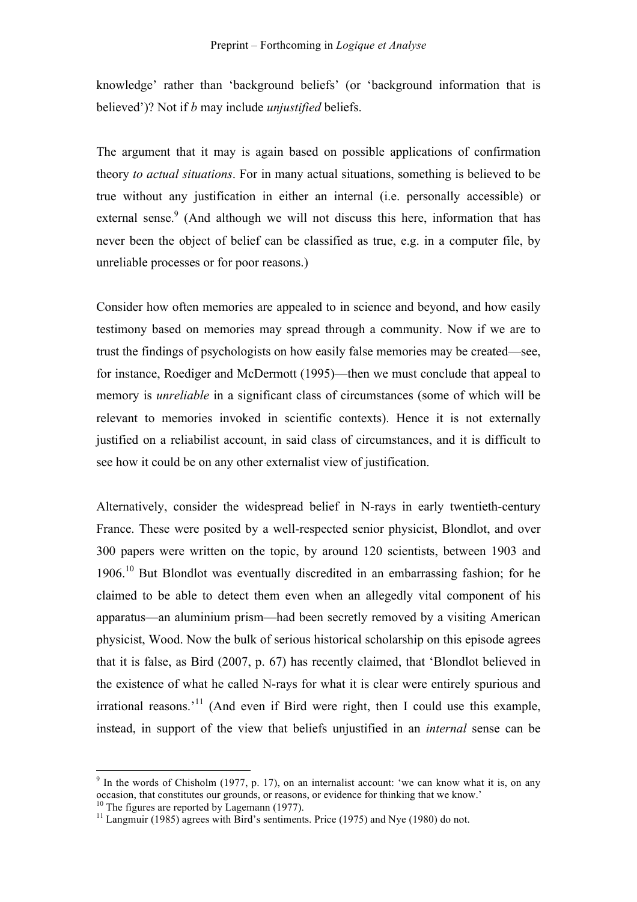knowledge' rather than 'background beliefs' (or 'background information that is believed')? Not if *b* may include *unjustified* beliefs.

The argument that it may is again based on possible applications of confirmation theory *to actual situations*. For in many actual situations, something is believed to be true without any justification in either an internal (i.e. personally accessible) or external sense.[9] (And although we will not discuss this here, information that has never been the object of belief can be classified as true, e.g. in a computer file, by unreliable processes or for poor reasons.)

Consider how often memories are appealed to in science and beyond, and how easily testimony based on memories may spread through a community. Now if we are to trust the findings of psychologists on how easily false memories may be created—see, for instance, Roediger and McDermott (1995)—then we must conclude that appeal to memory is *unreliable* in a significant class of circumstances (some of which will be relevant to memories invoked in scientific contexts). Hence it is not externally justified on a reliabilist account, in said class of circumstances, and it is difficult to see how it could be on any other externalist view of justification.

Alternatively, consider the widespread belief in N-rays in early twentieth-century France. These were posited by a well-respected senior physicist, Blondlot, and over 300 papers were written on the topic, by around 120 scientists, between 1903 and 1906.[10] But Blondlot was eventually discredited in an embarrassing fashion; for he claimed to be able to detect them even when an allegedly vital component of his apparatus—an aluminium prism—had been secretly removed by a visiting American physicist, Wood. Now the bulk of serious historical scholarship on this episode agrees that it is false, as Bird (2007, p. 67) has recently claimed, that 'Blondlot believed in the existence of what he called N-rays for what it is clear were entirely spurious and irrational reasons.'[11] (And even if Bird were right, then I could use this example, instead, in support of the view that beliefs unjustified in an *internal* sense can be

---

[9] In the words of Chisholm (1977, p. 17), on an internalist account: 'we can know what it is, on any occasion, that constitutes our grounds, or reasons, or evidence for thinking that we know.'

[10] The figures are reported by Lagemann (1977).

[11] Langmuir (1985) agrees with Bird's sentiments. Price (1975) and Nye (1980) do not.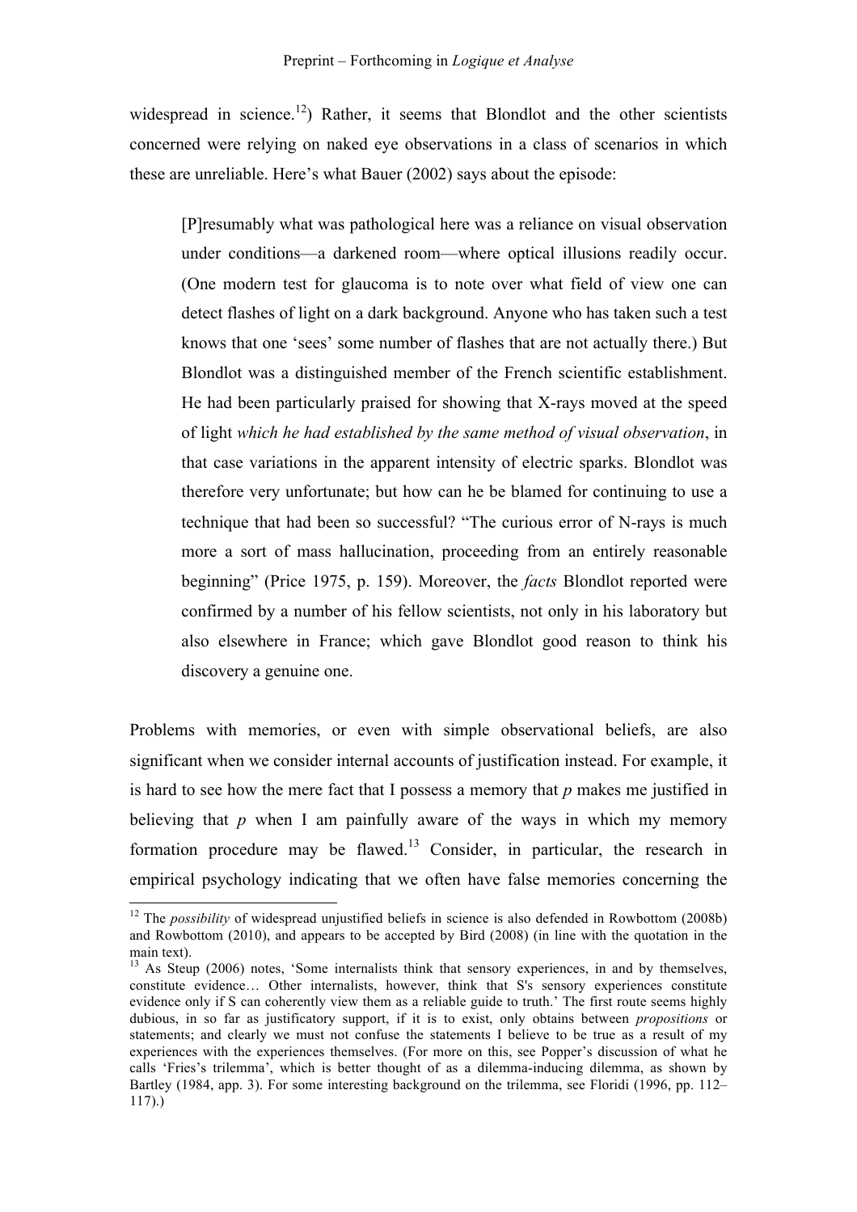widespread in science.[12]) Rather, it seems that Blondlot and the other scientists concerned were relying on naked eye observations in a class of scenarios in which these are unreliable. Here's what Bauer (2002) says about the episode:

> [P]resumably what was pathological here was a reliance on visual observation under conditions—a darkened room—where optical illusions readily occur. (One modern test for glaucoma is to note over what field of view one can detect flashes of light on a dark background. Anyone who has taken such a test knows that one 'sees' some number of flashes that are not actually there.) But Blondlot was a distinguished member of the French scientific establishment. He had been particularly praised for showing that X-rays moved at the speed of light *which he had established by the same method of visual observation*, in that case variations in the apparent intensity of electric sparks. Blondlot was therefore very unfortunate; but how can he be blamed for continuing to use a technique that had been so successful? "The curious error of N-rays is much more a sort of mass hallucination, proceeding from an entirely reasonable beginning" (Price 1975, p. 159). Moreover, the *facts* Blondlot reported were confirmed by a number of his fellow scientists, not only in his laboratory but also elsewhere in France; which gave Blondlot good reason to think his discovery a genuine one.

Problems with memories, or even with simple observational beliefs, are also significant when we consider internal accounts of justification instead. For example, it is hard to see how the mere fact that I possess a memory that *p* makes me justified in believing that *p* when I am painfully aware of the ways in which my memory formation procedure may be flawed.[13] Consider, in particular, the research in empirical psychology indicating that we often have false memories concerning the

---

[12] The *possibility* of widespread unjustified beliefs in science is also defended in Rowbottom (2008b) and Rowbottom (2010), and appears to be accepted by Bird (2008) (in line with the quotation in the main text).

[13] As Steup (2006) notes, 'Some internalists think that sensory experiences, in and by themselves, constitute evidence… Other internalists, however, think that S's sensory experiences constitute evidence only if S can coherently view them as a reliable guide to truth.' The first route seems highly dubious, in so far as justificatory support, if it is to exist, only obtains between *propositions* or statements; and clearly we must not confuse the statements I believe to be true as a result of my experiences with the experiences themselves. (For more on this, see Popper's discussion of what he calls 'Fries's trilemma', which is better thought of as a dilemma-inducing dilemma, as shown by Bartley (1984, app. 3). For some interesting background on the trilemma, see Floridi (1996, pp. 112–117).)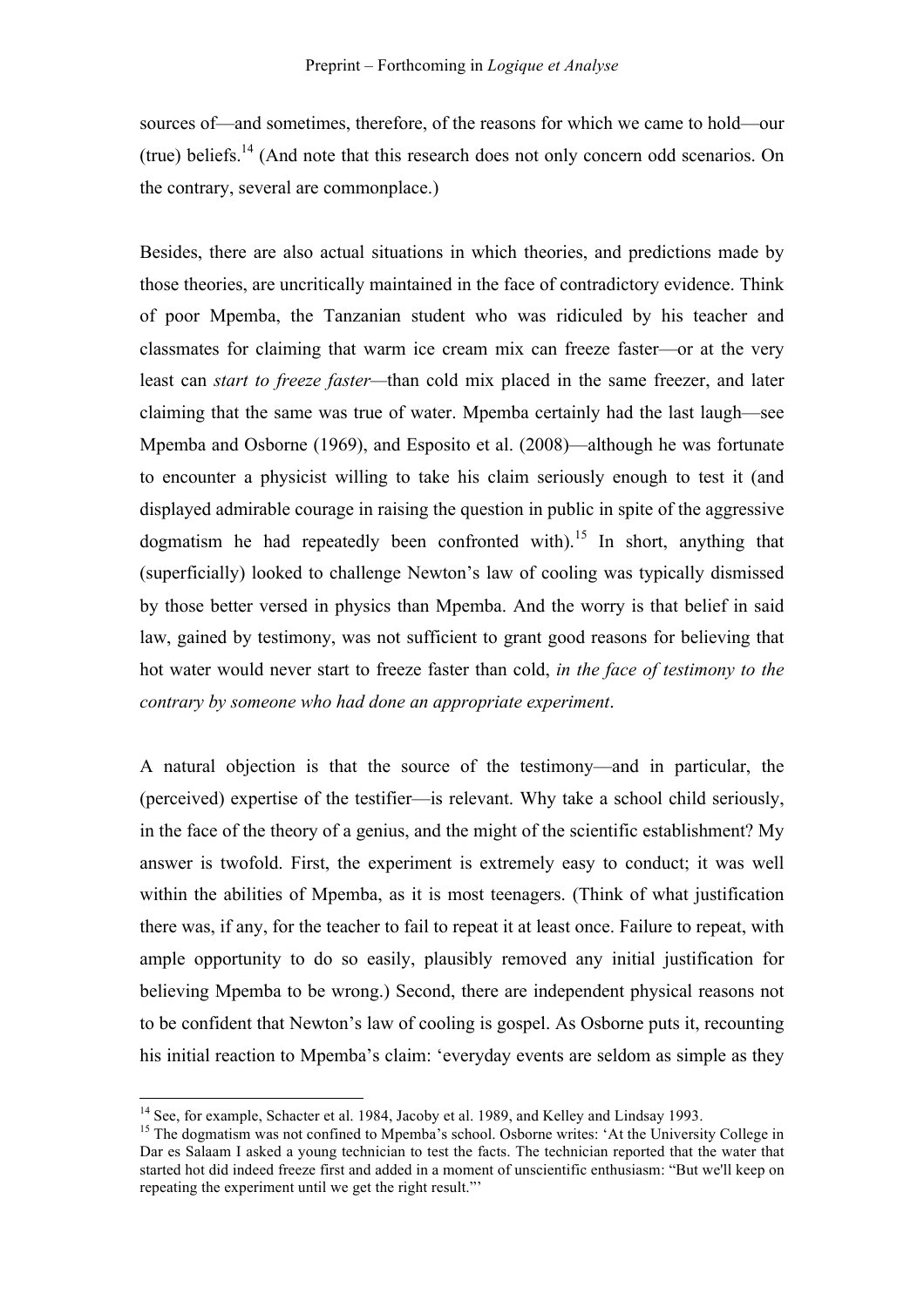sources of—and sometimes, therefore, of the reasons for which we came to hold—our (true) beliefs.[14] (And note that this research does not only concern odd scenarios. On the contrary, several are commonplace.)

Besides, there are also actual situations in which theories, and predictions made by those theories, are uncritically maintained in the face of contradictory evidence. Think of poor Mpemba, the Tanzanian student who was ridiculed by his teacher and classmates for claiming that warm ice cream mix can freeze faster—or at the very least can *start to freeze faster*—than cold mix placed in the same freezer, and later claiming that the same was true of water. Mpemba certainly had the last laugh—see Mpemba and Osborne (1969), and Esposito et al. (2008)—although he was fortunate to encounter a physicist willing to take his claim seriously enough to test it (and displayed admirable courage in raising the question in public in spite of the aggressive dogmatism he had repeatedly been confronted with).[15] In short, anything that (superficially) looked to challenge Newton's law of cooling was typically dismissed by those better versed in physics than Mpemba. And the worry is that belief in said law, gained by testimony, was not sufficient to grant good reasons for believing that hot water would never start to freeze faster than cold, *in the face of testimony to the contrary by someone who had done an appropriate experiment*.

A natural objection is that the source of the testimony—and in particular, the (perceived) expertise of the testifier—is relevant. Why take a school child seriously, in the face of the theory of a genius, and the might of the scientific establishment? My answer is twofold. First, the experiment is extremely easy to conduct; it was well within the abilities of Mpemba, as it is most teenagers. (Think of what justification there was, if any, for the teacher to fail to repeat it at least once. Failure to repeat, with ample opportunity to do so easily, plausibly removed any initial justification for believing Mpemba to be wrong.) Second, there are independent physical reasons not to be confident that Newton's law of cooling is gospel. As Osborne puts it, recounting his initial reaction to Mpemba's claim: 'everyday events are seldom as simple as they

---

[14] See, for example, Schacter et al. 1984, Jacoby et al. 1989, and Kelley and Lindsay 1993.

[15] The dogmatism was not confined to Mpemba's school. Osborne writes: 'At the University College in Dar es Salaam I asked a young technician to test the facts. The technician reported that the water that started hot did indeed freeze first and added in a moment of unscientific enthusiasm: "But we'll keep on repeating the experiment until we get the right result."'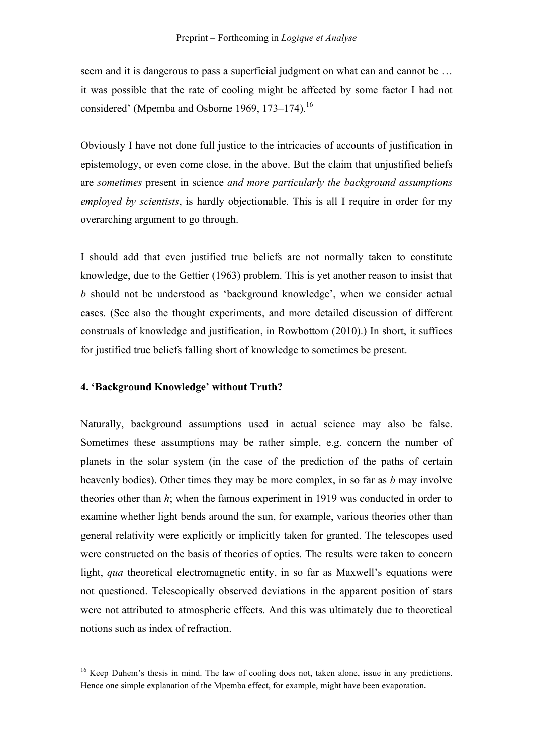seem and it is dangerous to pass a superficial judgment on what can and cannot be … it was possible that the rate of cooling might be affected by some factor I had not considered' (Mpemba and Osborne 1969, 173–174).[16]

Obviously I have not done full justice to the intricacies of accounts of justification in epistemology, or even come close, in the above. But the claim that unjustified beliefs are *sometimes* present in science *and more particularly the background assumptions employed by scientists*, is hardly objectionable. This is all I require in order for my overarching argument to go through.

I should add that even justified true beliefs are not normally taken to constitute knowledge, due to the Gettier (1963) problem. This is yet another reason to insist that *b* should not be understood as 'background knowledge', when we consider actual cases. (See also the thought experiments, and more detailed discussion of different construals of knowledge and justification, in Rowbottom (2010).) In short, it suffices for justified true beliefs falling short of knowledge to sometimes be present.

## 4. 'Background Knowledge' without Truth?

Naturally, background assumptions used in actual science may also be false. Sometimes these assumptions may be rather simple, e.g. concern the number of planets in the solar system (in the case of the prediction of the paths of certain heavenly bodies). Other times they may be more complex, in so far as *b* may involve theories other than *h*; when the famous experiment in 1919 was conducted in order to examine whether light bends around the sun, for example, various theories other than general relativity were explicitly or implicitly taken for granted. The telescopes used were constructed on the basis of theories of optics. The results were taken to concern light, *qua* theoretical electromagnetic entity, in so far as Maxwell's equations were not questioned. Telescopically observed deviations in the apparent position of stars were not attributed to atmospheric effects. And this was ultimately due to theoretical notions such as index of refraction.

[16] Keep Duhem's thesis in mind. The law of cooling does not, taken alone, issue in any predictions. Hence one simple explanation of the Mpemba effect, for example, might have been evaporation**.**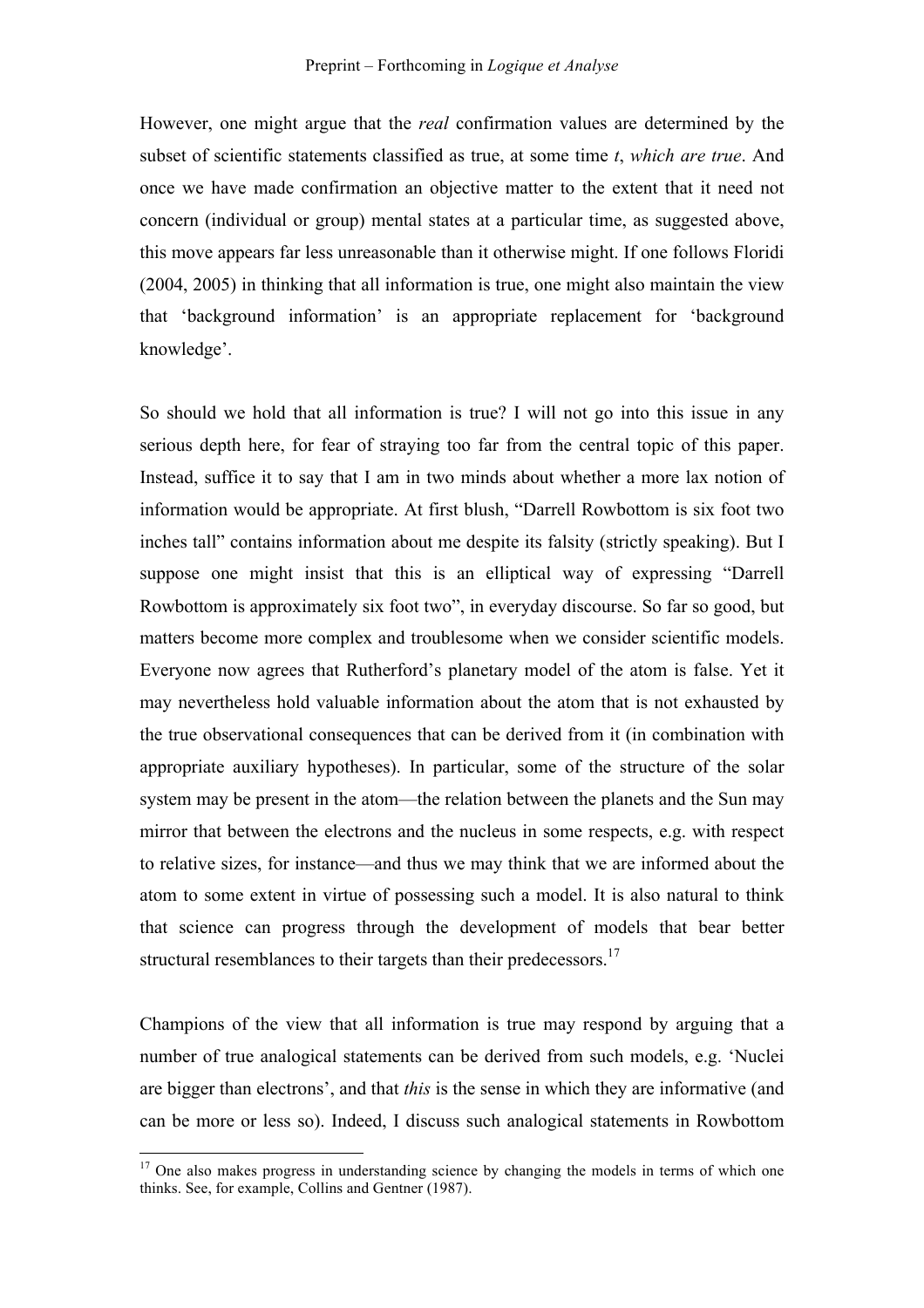However, one might argue that the *real* confirmation values are determined by the subset of scientific statements classified as true, at some time *t*, *which are true*. And once we have made confirmation an objective matter to the extent that it need not concern (individual or group) mental states at a particular time, as suggested above, this move appears far less unreasonable than it otherwise might. If one follows Floridi (2004, 2005) in thinking that all information is true, one might also maintain the view that 'background information' is an appropriate replacement for 'background knowledge'.

So should we hold that all information is true? I will not go into this issue in any serious depth here, for fear of straying too far from the central topic of this paper. Instead, suffice it to say that I am in two minds about whether a more lax notion of information would be appropriate. At first blush, "Darrell Rowbottom is six foot two inches tall" contains information about me despite its falsity (strictly speaking). But I suppose one might insist that this is an elliptical way of expressing "Darrell Rowbottom is approximately six foot two", in everyday discourse. So far so good, but matters become more complex and troublesome when we consider scientific models. Everyone now agrees that Rutherford's planetary model of the atom is false. Yet it may nevertheless hold valuable information about the atom that is not exhausted by the true observational consequences that can be derived from it (in combination with appropriate auxiliary hypotheses). In particular, some of the structure of the solar system may be present in the atom—the relation between the planets and the Sun may mirror that between the electrons and the nucleus in some respects, e.g. with respect to relative sizes, for instance—and thus we may think that we are informed about the atom to some extent in virtue of possessing such a model. It is also natural to think that science can progress through the development of models that bear better structural resemblances to their targets than their predecessors.[17]

Champions of the view that all information is true may respond by arguing that a number of true analogical statements can be derived from such models, e.g. 'Nuclei are bigger than electrons', and that *this* is the sense in which they are informative (and can be more or less so). Indeed, I discuss such analogical statements in Rowbottom

[17] One also makes progress in understanding science by changing the models in terms of which one thinks. See, for example, Collins and Gentner (1987).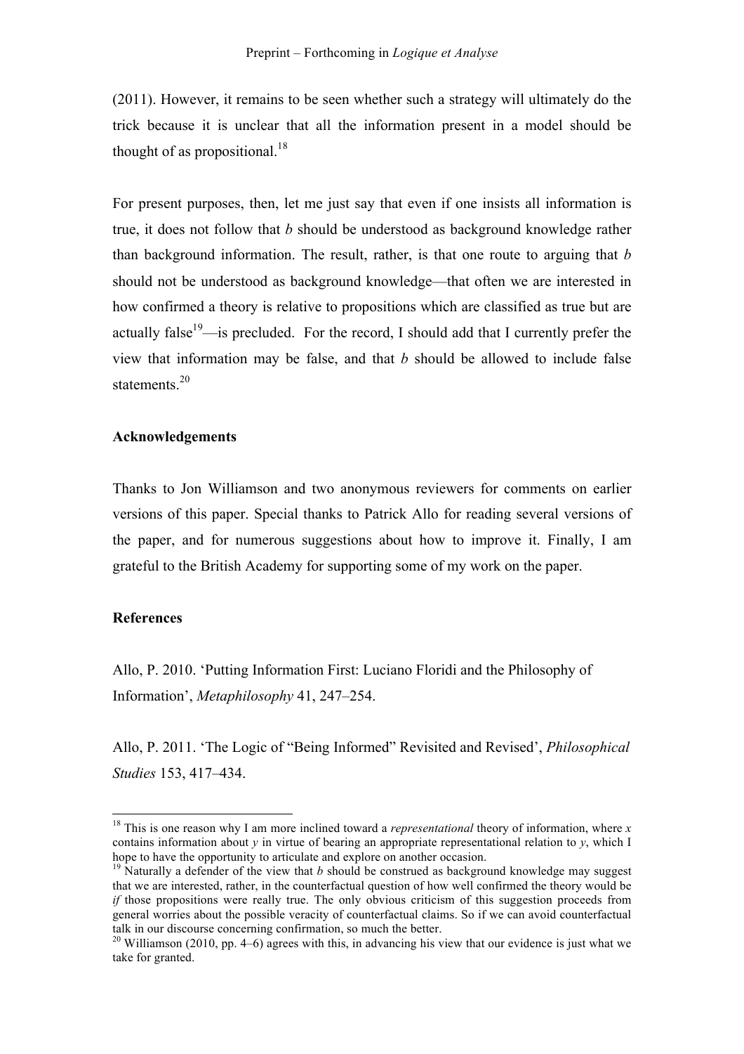(2011). However, it remains to be seen whether such a strategy will ultimately do the trick because it is unclear that all the information present in a model should be thought of as propositional.[18]

For present purposes, then, let me just say that even if one insists all information is true, it does not follow that *b* should be understood as background knowledge rather than background information. The result, rather, is that one route to arguing that *b* should not be understood as background knowledge—that often we are interested in how confirmed a theory is relative to propositions which are classified as true but are actually false[19]—is precluded. For the record, I should add that I currently prefer the view that information may be false, and that *b* should be allowed to include false statements.[20]

**Acknowledgements**

Thanks to Jon Williamson and two anonymous reviewers for comments on earlier versions of this paper. Special thanks to Patrick Allo for reading several versions of the paper, and for numerous suggestions about how to improve it. Finally, I am grateful to the British Academy for supporting some of my work on the paper.

**References**

Allo, P. 2010. 'Putting Information First: Luciano Floridi and the Philosophy of Information', *Metaphilosophy* 41, 247–254.

Allo, P. 2011. 'The Logic of "Being Informed" Revisited and Revised', *Philosophical Studies* 153, 417–434.

---

[18] This is one reason why I am more inclined toward a *representational* theory of information, where *x* contains information about *y* in virtue of bearing an appropriate representational relation to *y*, which I hope to have the opportunity to articulate and explore on another occasion.

[19] Naturally a defender of the view that *b* should be construed as background knowledge may suggest that we are interested, rather, in the counterfactual question of how well confirmed the theory would be *if* those propositions were really true. The only obvious criticism of this suggestion proceeds from general worries about the possible veracity of counterfactual claims. So if we can avoid counterfactual talk in our discourse concerning confirmation, so much the better.

[20] Williamson (2010, pp. 4–6) agrees with this, in advancing his view that our evidence is just what we take for granted.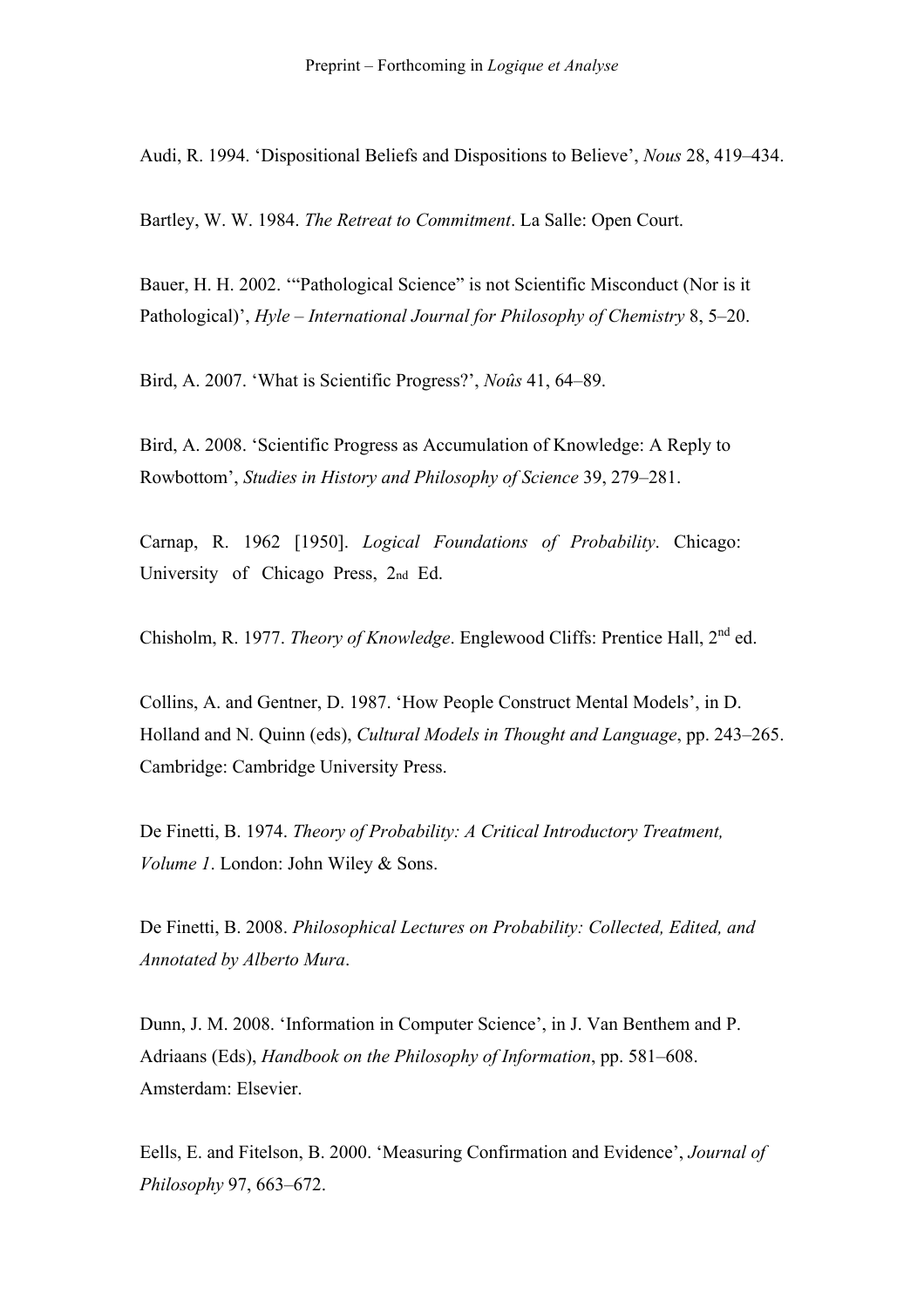Audi, R. 1994. 'Dispositional Beliefs and Dispositions to Believe', *Nous* 28, 419–434.

Bartley, W. W. 1984. *The Retreat to Commitment*. La Salle: Open Court.

Bauer, H. H. 2002. '"Pathological Science" is not Scientific Misconduct (Nor is it Pathological)', *Hyle – International Journal for Philosophy of Chemistry* 8, 5–20.

Bird, A. 2007. 'What is Scientific Progress?', *Noûs* 41, 64–89.

Bird, A. 2008. 'Scientific Progress as Accumulation of Knowledge: A Reply to Rowbottom', *Studies in History and Philosophy of Science* 39, 279–281.

Carnap, R. 1962 [1950]. *Logical Foundations of Probability*. Chicago: University of Chicago Press, 2nd Ed.

Chisholm, R. 1977. *Theory of Knowledge*. Englewood Cliffs: Prentice Hall, 2nd ed.

Collins, A. and Gentner, D. 1987. 'How People Construct Mental Models', in D. Holland and N. Quinn (eds), *Cultural Models in Thought and Language*, pp. 243–265. Cambridge: Cambridge University Press.

De Finetti, B. 1974. *Theory of Probability: A Critical Introductory Treatment, Volume 1*. London: John Wiley & Sons.

De Finetti, B. 2008. *Philosophical Lectures on Probability: Collected, Edited, and Annotated by Alberto Mura*.

Dunn, J. M. 2008. 'Information in Computer Science', in J. Van Benthem and P. Adriaans (Eds), *Handbook on the Philosophy of Information*, pp. 581–608. Amsterdam: Elsevier.

Eells, E. and Fitelson, B. 2000. 'Measuring Confirmation and Evidence', *Journal of Philosophy* 97, 663–672.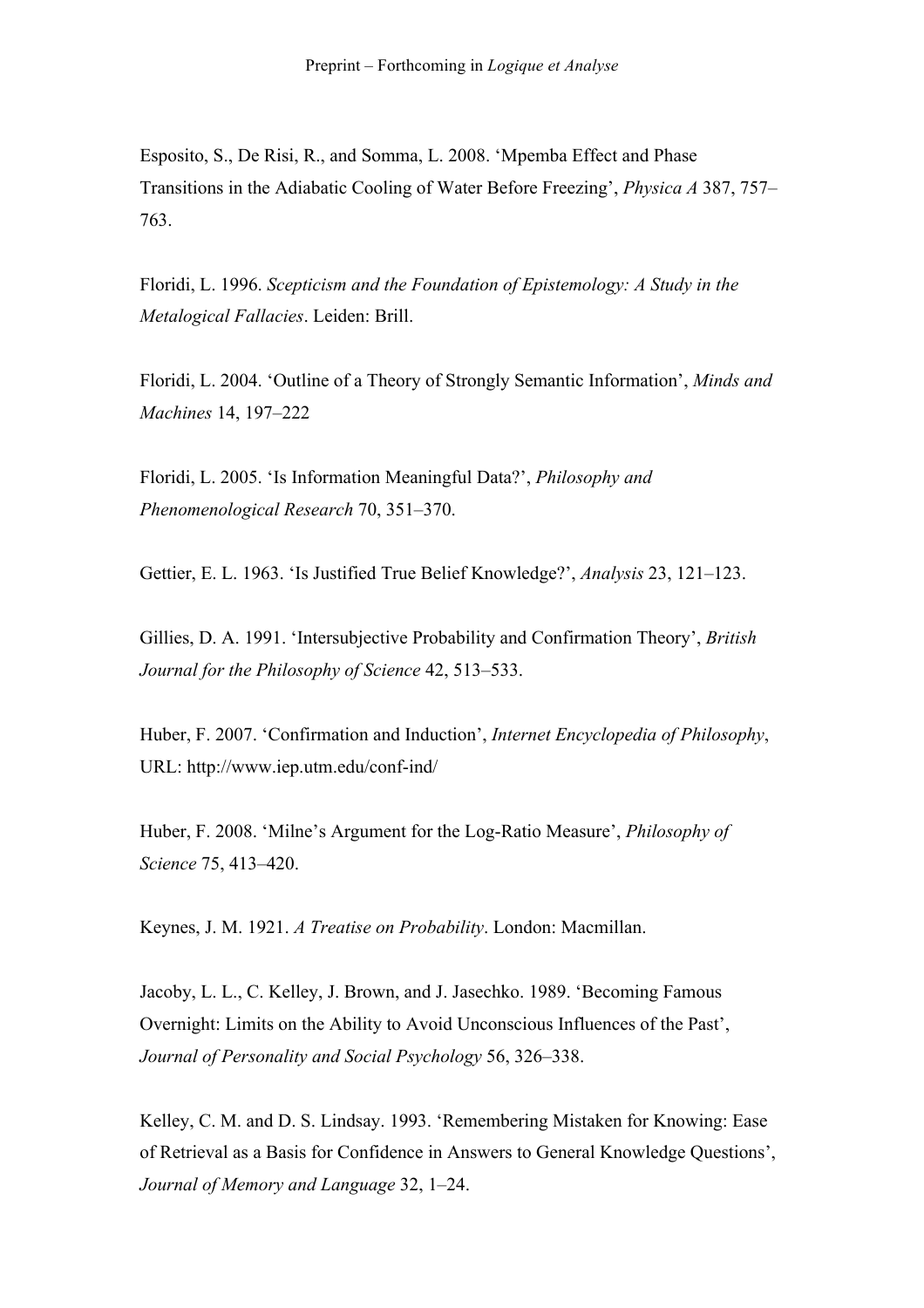Esposito, S., De Risi, R., and Somma, L. 2008. 'Mpemba Effect and Phase Transitions in the Adiabatic Cooling of Water Before Freezing', *Physica A* 387, 757–763.

Floridi, L. 1996. *Scepticism and the Foundation of Epistemology: A Study in the Metalogical Fallacies*. Leiden: Brill.

Floridi, L. 2004. 'Outline of a Theory of Strongly Semantic Information', *Minds and Machines* 14, 197–222

Floridi, L. 2005. 'Is Information Meaningful Data?', *Philosophy and Phenomenological Research* 70, 351–370.

Gettier, E. L. 1963. 'Is Justified True Belief Knowledge?', *Analysis* 23, 121–123.

Gillies, D. A. 1991. 'Intersubjective Probability and Confirmation Theory', *British Journal for the Philosophy of Science* 42, 513–533.

Huber, F. 2007. 'Confirmation and Induction', *Internet Encyclopedia of Philosophy*, URL: http://www.iep.utm.edu/conf-ind/

Huber, F. 2008. 'Milne's Argument for the Log-Ratio Measure', *Philosophy of Science* 75, 413–420.

Keynes, J. M. 1921. *A Treatise on Probability*. London: Macmillan.

Jacoby, L. L., C. Kelley, J. Brown, and J. Jasechko. 1989. 'Becoming Famous Overnight: Limits on the Ability to Avoid Unconscious Influences of the Past', *Journal of Personality and Social Psychology* 56, 326–338.

Kelley, C. M. and D. S. Lindsay. 1993. 'Remembering Mistaken for Knowing: Ease of Retrieval as a Basis for Confidence in Answers to General Knowledge Questions', *Journal of Memory and Language* 32, 1–24.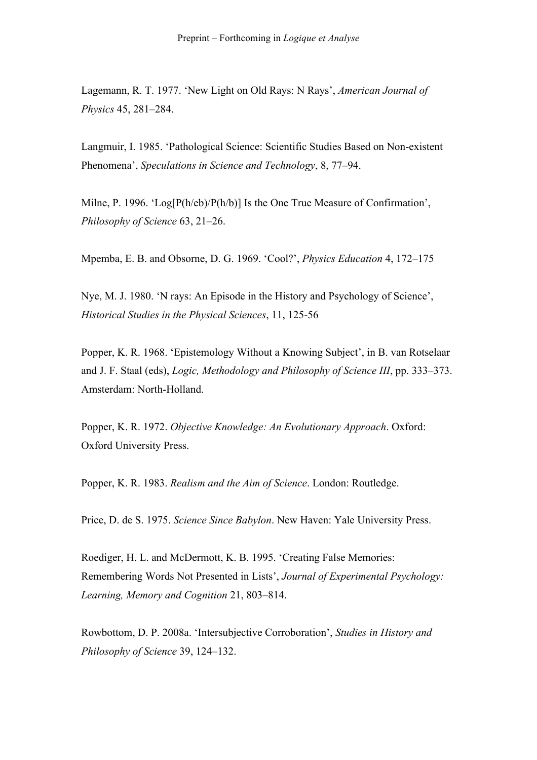Lagemann, R. T. 1977. 'New Light on Old Rays: N Rays', *American Journal of Physics* 45, 281–284.

Langmuir, I. 1985. 'Pathological Science: Scientific Studies Based on Non-existent Phenomena', *Speculations in Science and Technology*, 8, 77–94.

Milne, P. 1996. 'Log[P(h/eb)/P(h/b)] Is the One True Measure of Confirmation', *Philosophy of Science* 63, 21–26.

Mpemba, E. B. and Obsorne, D. G. 1969. 'Cool?', *Physics Education* 4, 172–175

Nye, M. J. 1980. 'N rays: An Episode in the History and Psychology of Science', *Historical Studies in the Physical Sciences*, 11, 125-56

Popper, K. R. 1968. 'Epistemology Without a Knowing Subject', in B. van Rotselaar and J. F. Staal (eds), *Logic, Methodology and Philosophy of Science III*, pp. 333–373. Amsterdam: North-Holland.

Popper, K. R. 1972. *Objective Knowledge: An Evolutionary Approach*. Oxford: Oxford University Press.

Popper, K. R. 1983. *Realism and the Aim of Science*. London: Routledge.

Price, D. de S. 1975. *Science Since Babylon*. New Haven: Yale University Press.

Roediger, H. L. and McDermott, K. B. 1995. 'Creating False Memories: Remembering Words Not Presented in Lists', *Journal of Experimental Psychology: Learning, Memory and Cognition* 21, 803–814.

Rowbottom, D. P. 2008a. 'Intersubjective Corroboration', *Studies in History and Philosophy of Science* 39, 124–132.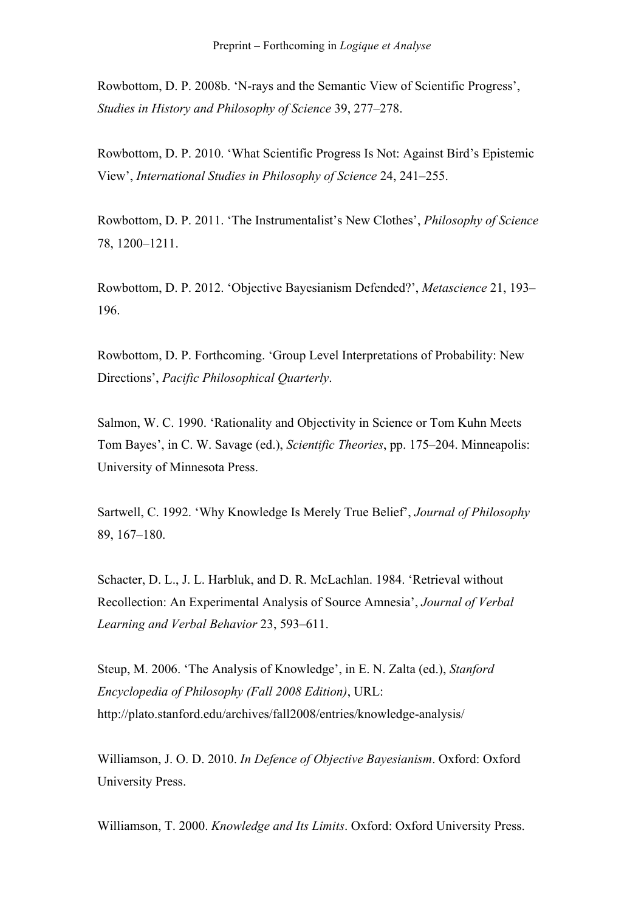Rowbottom, D. P. 2008b. 'N-rays and the Semantic View of Scientific Progress', *Studies in History and Philosophy of Science* 39, 277–278.

Rowbottom, D. P. 2010. 'What Scientific Progress Is Not: Against Bird's Epistemic View', *International Studies in Philosophy of Science* 24, 241–255.

Rowbottom, D. P. 2011. 'The Instrumentalist's New Clothes', *Philosophy of Science* 78, 1200–1211.

Rowbottom, D. P. 2012. 'Objective Bayesianism Defended?', *Metascience* 21, 193–196.

Rowbottom, D. P. Forthcoming. 'Group Level Interpretations of Probability: New Directions', *Pacific Philosophical Quarterly*.

Salmon, W. C. 1990. 'Rationality and Objectivity in Science or Tom Kuhn Meets Tom Bayes', in C. W. Savage (ed.), *Scientific Theories*, pp. 175–204. Minneapolis: University of Minnesota Press.

Sartwell, C. 1992. 'Why Knowledge Is Merely True Belief', *Journal of Philosophy* 89, 167–180.

Schacter, D. L., J. L. Harbluk, and D. R. McLachlan. 1984. 'Retrieval without Recollection: An Experimental Analysis of Source Amnesia', *Journal of Verbal Learning and Verbal Behavior* 23, 593–611.

Steup, M. 2006. 'The Analysis of Knowledge', in E. N. Zalta (ed.), *Stanford Encyclopedia of Philosophy (Fall 2008 Edition)*, URL: http://plato.stanford.edu/archives/fall2008/entries/knowledge-analysis/

Williamson, J. O. D. 2010. *In Defence of Objective Bayesianism*. Oxford: Oxford University Press.

Williamson, T. 2000. *Knowledge and Its Limits*. Oxford: Oxford University Press.